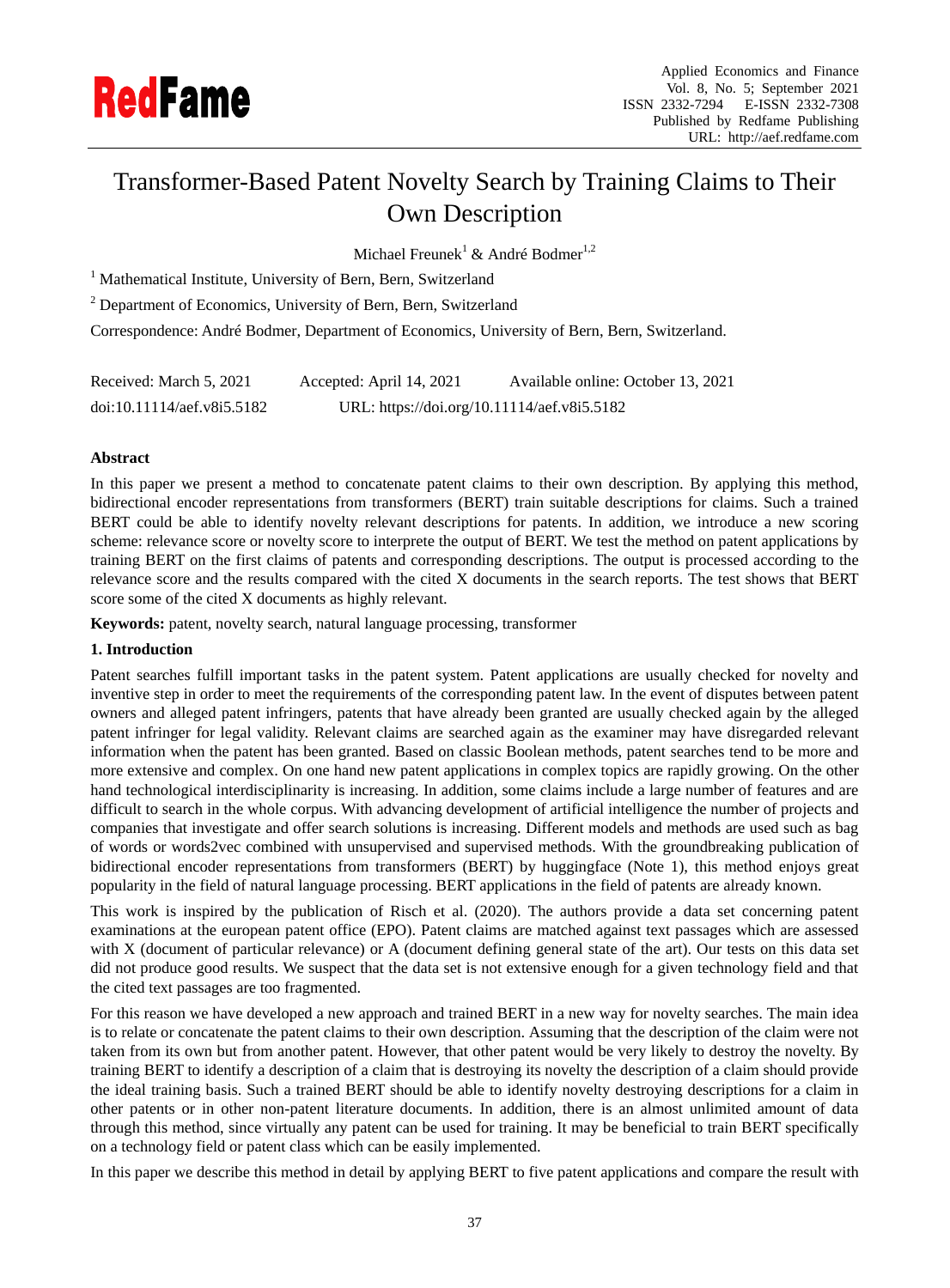# Transformer-Based Patent Novelty Search by Training Claims to Their Own Description

Michael Freunek[1] & André Bodmer[1,2]

[1] Mathematical Institute, University of Bern, Bern, Switzerland

[2] Department of Economics, University of Bern, Bern, Switzerland

Correspondence: André Bodmer, Department of Economics, University of Bern, Bern, Switzerland.

Received: March 5, 2021 Accepted: April 14, 2021 Available online: October 13, 2021

doi:10.11114/aef.v8i5.5182 URL: https://doi.org/10.11114/aef.v8i5.5182

**Abstract**

In this paper we present a method to concatenate patent claims to their own description. By applying this method, bidirectional encoder representations from transformers (BERT) train suitable descriptions for claims. Such a trained BERT could be able to identify novelty relevant descriptions for patents. In addition, we introduce a new scoring scheme: relevance score or novelty score to interprete the output of BERT. We test the method on patent applications by training BERT on the first claims of patents and corresponding descriptions. The output is processed according to the relevance score and the results compared with the cited X documents in the search reports. The test shows that BERT score some of the cited X documents as highly relevant.

**Keywords:** patent, novelty search, natural language processing, transformer

## 1. Introduction

Patent searches fulfill important tasks in the patent system. Patent applications are usually checked for novelty and inventive step in order to meet the requirements of the corresponding patent law. In the event of disputes between patent owners and alleged patent infringers, patents that have already been granted are usually checked again by the alleged patent infringer for legal validity. Relevant claims are searched again as the examiner may have disregarded relevant information when the patent has been granted. Based on classic Boolean methods, patent searches tend to be more and more extensive and complex. On one hand new patent applications in complex topics are rapidly growing. On the other hand technological interdisciplinarity is increasing. In addition, some claims include a large number of features and are difficult to search in the whole corpus. With advancing development of artificial intelligence the number of projects and companies that investigate and offer search solutions is increasing. Different models and methods are used such as bag of words or words2vec combined with unsupervised and supervised methods. With the groundbreaking publication of bidirectional encoder representations from transformers (BERT) by huggingface (Note 1), this method enjoys great popularity in the field of natural language processing. BERT applications in the field of patents are already known.

This work is inspired by the publication of Risch et al. (2020). The authors provide a data set concerning patent examinations at the european patent office (EPO). Patent claims are matched against text passages which are assessed with X (document of particular relevance) or A (document defining general state of the art). Our tests on this data set did not produce good results. We suspect that the data set is not extensive enough for a given technology field and that the cited text passages are too fragmented.

For this reason we have developed a new approach and trained BERT in a new way for novelty searches. The main idea is to relate or concatenate the patent claims to their own description. Assuming that the description of the claim were not taken from its own but from another patent. However, that other patent would be very likely to destroy the novelty. By training BERT to identify a description of a claim that is destroying its novelty the description of a claim should provide the ideal training basis. Such a trained BERT should be able to identify novelty destroying descriptions for a claim in other patents or in other non-patent literature documents. In addition, there is an almost unlimited amount of data through this method, since virtually any patent can be used for training. It may be beneficial to train BERT specifically on a technology field or patent class which can be easily implemented.

In this paper we describe this method in detail by applying BERT to five patent applications and compare the result with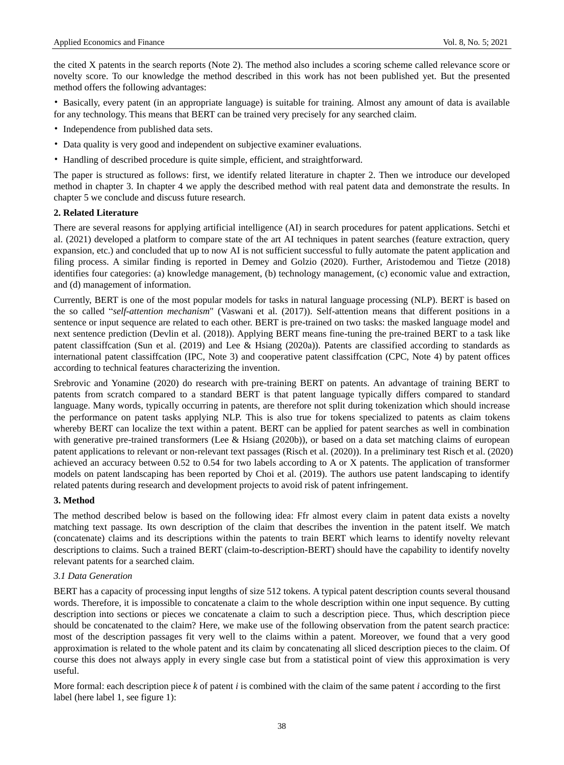the cited X patents in the search reports (Note 2). The method also includes a scoring scheme called relevance score or novelty score. To our knowledge the method described in this work has not been published yet. But the presented method offers the following advantages:

- Basically, every patent (in an appropriate language) is suitable for training. Almost any amount of data is available for any technology. This means that BERT can be trained very precisely for any searched claim.
- Independence from published data sets.
- Data quality is very good and independent on subjective examiner evaluations.
- Handling of described procedure is quite simple, efficient, and straightforward.

The paper is structured as follows: first, we identify related literature in chapter 2. Then we introduce our developed method in chapter 3. In chapter 4 we apply the described method with real patent data and demonstrate the results. In chapter 5 we conclude and discuss future research.

## 2. Related Literature

There are several reasons for applying artificial intelligence (AI) in search procedures for patent applications. Setchi et al. (2021) developed a platform to compare state of the art AI techniques in patent searches (feature extraction, query expansion, etc.) and concluded that up to now AI is not sufficient successful to fully automate the patent application and filing process. A similar finding is reported in Demey and Golzio (2020). Further, Aristodemou and Tietze (2018) identifies four categories: (a) knowledge management, (b) technology management, (c) economic value and extraction, and (d) management of information.

Currently, BERT is one of the most popular models for tasks in natural language processing (NLP). BERT is based on the so called "*self-attention mechanism*" (Vaswani et al. (2017)). Self-attention means that different positions in a sentence or input sequence are related to each other. BERT is pre-trained on two tasks: the masked language model and next sentence prediction (Devlin et al. (2018)). Applying BERT means fine-tuning the pre-trained BERT to a task like patent classiffcation (Sun et al. (2019) and Lee & Hsiang (2020a)). Patents are classified according to standards as international patent classiffcation (IPC, Note 3) and cooperative patent classiffcation (CPC, Note 4) by patent offices according to technical features characterizing the invention.

Srebrovic and Yonamine (2020) do research with pre-training BERT on patents. An advantage of training BERT to patents from scratch compared to a standard BERT is that patent language typically differs compared to standard language. Many words, typically occurring in patents, are therefore not split during tokenization which should increase the performance on patent tasks applying NLP. This is also true for tokens specialized to patents as claim tokens whereby BERT can localize the text within a patent. BERT can be applied for patent searches as well in combination with generative pre-trained transformers (Lee & Hsiang (2020b)), or based on a data set matching claims of european patent applications to relevant or non-relevant text passages (Risch et al. (2020)). In a preliminary test Risch et al. (2020) achieved an accuracy between 0.52 to 0.54 for two labels according to A or X patents. The application of transformer models on patent landscaping has been reported by Choi et al. (2019). The authors use patent landscaping to identify related patents during research and development projects to avoid risk of patent infringement.

## 3. Method

The method described below is based on the following idea: Ffr almost every claim in patent data exists a novelty matching text passage. Its own description of the claim that describes the invention in the patent itself. We match (concatenate) claims and its descriptions within the patents to train BERT which learns to identify novelty relevant descriptions to claims. Such a trained BERT (claim-to-description-BERT) should have the capability to identify novelty relevant patents for a searched claim.

### *3.1 Data Generation*

BERT has a capacity of processing input lengths of size 512 tokens. A typical patent description counts several thousand words. Therefore, it is impossible to concatenate a claim to the whole description within one input sequence. By cutting description into sections or pieces we concatenate a claim to such a description piece. Thus, which description piece should be concatenated to the claim? Here, we make use of the following observation from the patent search practice: most of the description passages fit very well to the claims within a patent. Moreover, we found that a very good approximation is related to the whole patent and its claim by concatenating all sliced description pieces to the claim. Of course this does not always apply in every single case but from a statistical point of view this approximation is very useful.

More formal: each description piece $k$ of patent $i$ is combined with the claim of the same patent $i$ according to the first label (here label 1, see figure 1):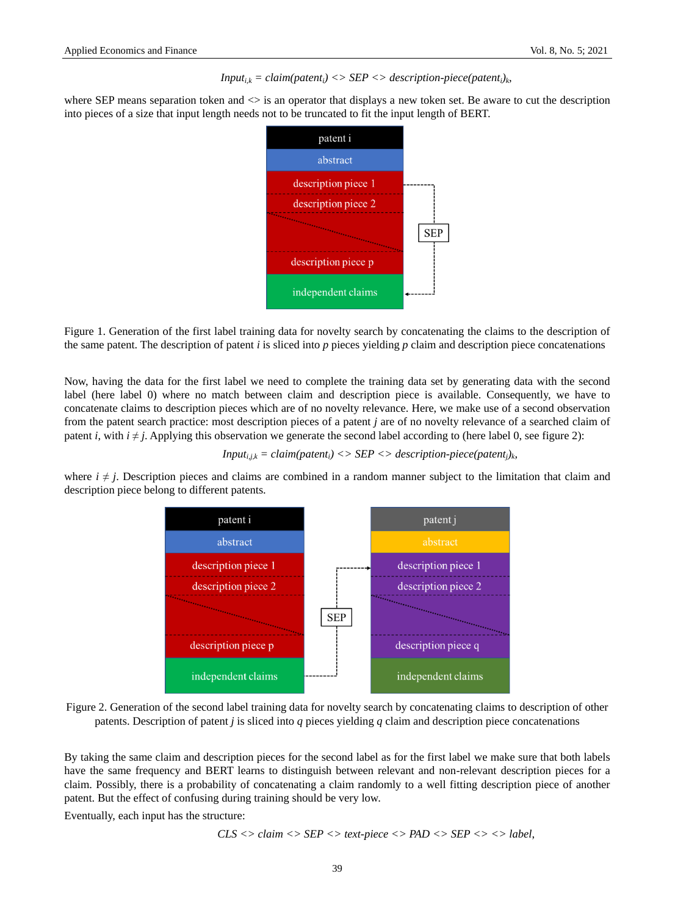$$Input_{i,k} = claim(patent_i) <> SEP <> description\text{-}piece(patent_i)_k,$$

where SEP means separation token and <> is an operator that displays a new token set. Be aware to cut the description into pieces of a size that input length needs not to be truncated to fit the input length of BERT.

Figure 1. Generation of the first label training data for novelty search by concatenating the claims to the description of the same patent. The description of patent $i$ is sliced into $p$ pieces yielding $p$ claim and description piece concatenations

Now, having the data for the first label we need to complete the training data set by generating data with the second label (here label 0) where no match between claim and description piece is available. Consequently, we have to concatenate claims to description pieces which are of no novelty relevance. Here, we make use of a second observation from the patent search practice: most description pieces of a patent $j$ are of no novelty relevance of a searched claim of patent $i$, with $i \neq j$. Applying this observation we generate the second label according to (here label 0, see figure 2):

$$Input_{i,j,k} = claim(patent_i) <> SEP <> description\text{-}piece(patent_j)_k,$$

where $i \neq j$. Description pieces and claims are combined in a random manner subject to the limitation that claim and description piece belong to different patents.

Figure 2. Generation of the second label training data for novelty search by concatenating claims to description of other patents. Description of patent $j$ is sliced into $q$ pieces yielding $q$ claim and description piece concatenations

By taking the same claim and description pieces for the second label as for the first label we make sure that both labels have the same frequency and BERT learns to distinguish between relevant and non-relevant description pieces for a claim. Possibly, there is a probability of concatenating a claim randomly to a well fitting description piece of another patent. But the effect of confusing during training should be very low.

Eventually, each input has the structure:

$$CLS <> claim <> SEP <> text\text{-}piece <> PAD <> SEP <> <> label,$$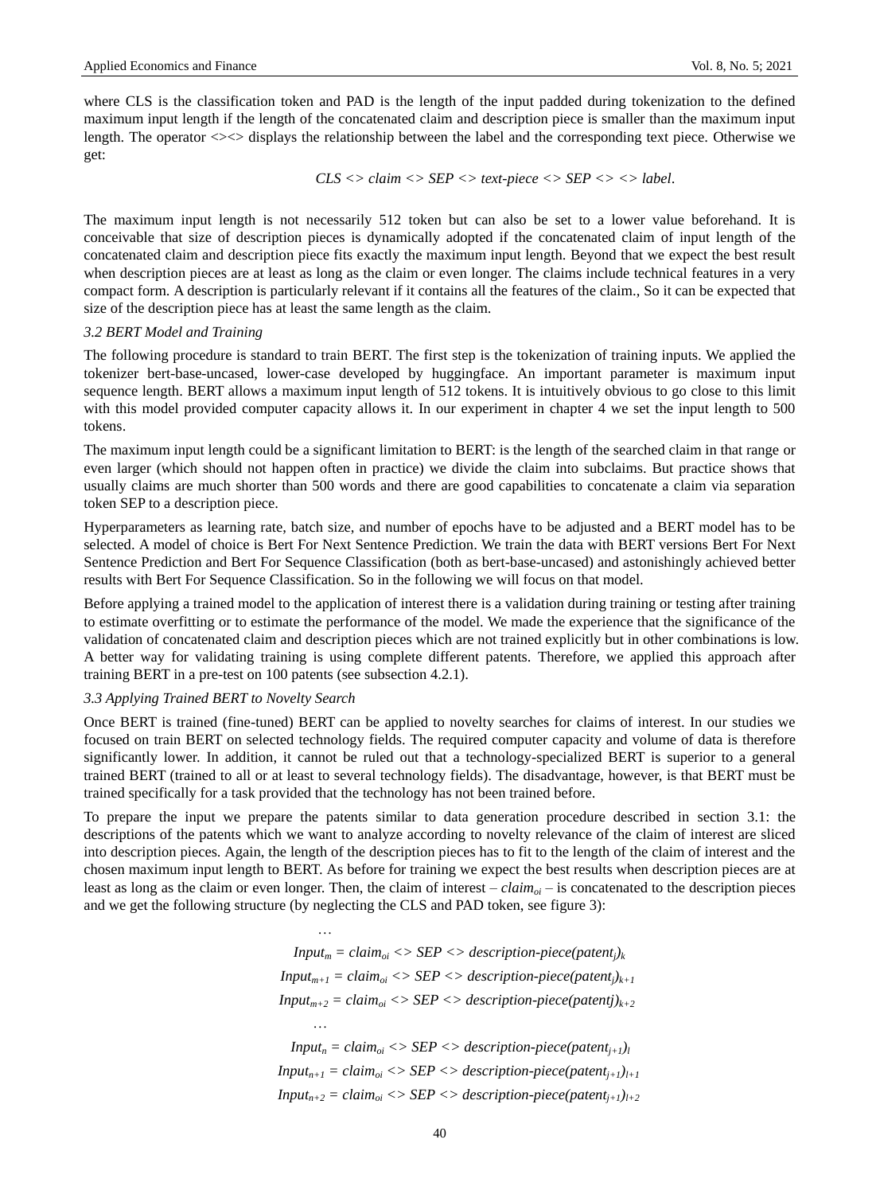where CLS is the classification token and PAD is the length of the input padded during tokenization to the defined maximum input length if the length of the concatenated claim and description piece is smaller than the maximum input length. The operator <><> displays the relationship between the label and the corresponding text piece. Otherwise we get:

$$CLS <> claim <> SEP <> text\text{-}piece <> SEP <> <> label.$$

The maximum input length is not necessarily 512 token but can also be set to a lower value beforehand. It is conceivable that size of description pieces is dynamically adopted if the concatenated claim of input length of the concatenated claim and description piece fits exactly the maximum input length. Beyond that we expect the best result when description pieces are at least as long as the claim or even longer. The claims include technical features in a very compact form. A description is particularly relevant if it contains all the features of the claim., So it can be expected that size of the description piece has at least the same length as the claim.

### 3.2 BERT Model and Training

The following procedure is standard to train BERT. The first step is the tokenization of training inputs. We applied the tokenizer bert-base-uncased, lower-case developed by huggingface. An important parameter is maximum input sequence length. BERT allows a maximum input length of 512 tokens. It is intuitively obvious to go close to this limit with this model provided computer capacity allows it. In our experiment in chapter 4 we set the input length to 500 tokens.

The maximum input length could be a significant limitation to BERT: is the length of the searched claim in that range or even larger (which should not happen often in practice) we divide the claim into subclaims. But practice shows that usually claims are much shorter than 500 words and there are good capabilities to concatenate a claim via separation token SEP to a description piece.

Hyperparameters as learning rate, batch size, and number of epochs have to be adjusted and a BERT model has to be selected. A model of choice is Bert For Next Sentence Prediction. We train the data with BERT versions Bert For Next Sentence Prediction and Bert For Sequence Classification (both as bert-base-uncased) and astonishingly achieved better results with Bert For Sequence Classification. So in the following we will focus on that model.

Before applying a trained model to the application of interest there is a validation during training or testing after training to estimate overfitting or to estimate the performance of the model. We made the experience that the significance of the validation of concatenated claim and description pieces which are not trained explicitly but in other combinations is low. A better way for validating training is using complete different patents. Therefore, we applied this approach after training BERT in a pre-test on 100 patents (see subsection 4.2.1).

### 3.3 Applying Trained BERT to Novelty Search

Once BERT is trained (fine-tuned) BERT can be applied to novelty searches for claims of interest. In our studies we focused on train BERT on selected technology fields. The required computer capacity and volume of data is therefore significantly lower. In addition, it cannot be ruled out that a technology-specialized BERT is superior to a general trained BERT (trained to all or at least to several technology fields). The disadvantage, however, is that BERT must be trained specifically for a task provided that the technology has not been trained before.

To prepare the input we prepare the patents similar to data generation procedure described in section 3.1: the descriptions of the patents which we want to analyze according to novelty relevance of the claim of interest are sliced into description pieces. Again, the length of the description pieces has to fit to the length of the claim of interest and the chosen maximum input length to BERT. As before for training we expect the best results when description pieces are at least as long as the claim or even longer. Then, the claim of interest – $claim_{oi}$ – is concatenated to the description pieces and we get the following structure (by neglecting the CLS and PAD token, see figure 3):

$$\begin{aligned}
&\ldots \\
&Input_m = claim_{oi} <> SEP <> description\text{-}piece(patent_j)_k \\
&Input_{m+1} = claim_{oi} <> SEP <> description\text{-}piece(patent_j)_{k+1} \\
&Input_{m+2} = claim_{oi} <> SEP <> description\text{-}piece(patentj)_{k+2} \\
&\ldots \\
&Input_n = claim_{oi} <> SEP <> description\text{-}piece(patent_{j+1})_l \\
&Input_{n+1} = claim_{oi} <> SEP <> description\text{-}piece(patent_{j+1})_{l+1} \\
&Input_{n+2} = claim_{oi} <> SEP <> description\text{-}piece(patent_{j+1})_{l+2}
\end{aligned}$$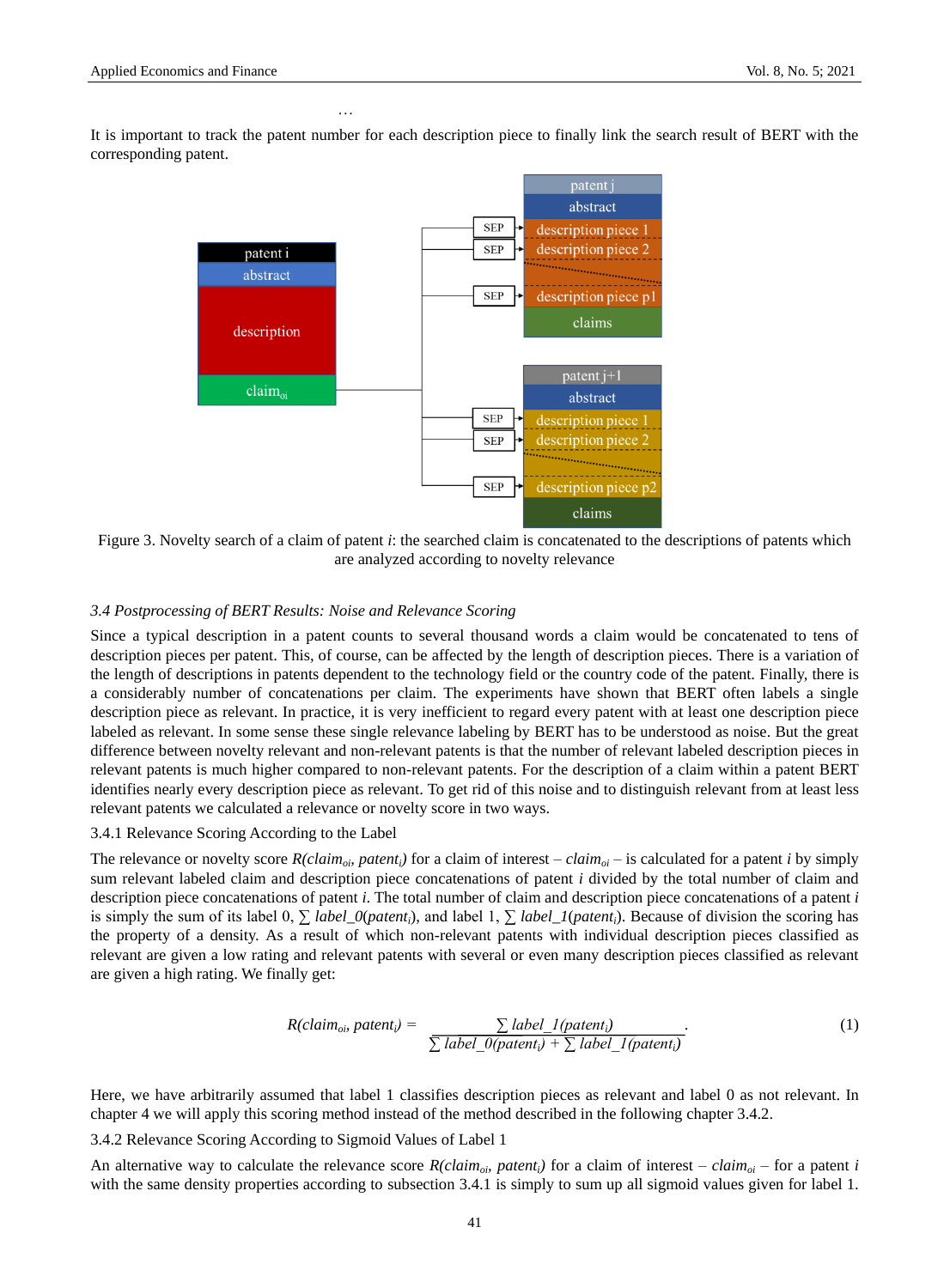…

It is important to track the patent number for each description piece to finally link the search result of BERT with the corresponding patent.

Figure 3. Novelty search of a claim of patent $i$: the searched claim is concatenated to the descriptions of patents which are analyzed according to novelty relevance

### *3.4 Postprocessing of BERT Results: Noise and Relevance Scoring*

Since a typical description in a patent counts to several thousand words a claim would be concatenated to tens of description pieces per patent. This, of course, can be affected by the length of description pieces. There is a variation of the length of descriptions in patents dependent to the technology field or the country code of the patent. Finally, there is a considerably number of concatenations per claim. The experiments have shown that BERT often labels a single description piece as relevant. In practice, it is very inefficient to regard every patent with at least one description piece labeled as relevant. In some sense these single relevance labeling by BERT has to be understood as noise. But the great difference between novelty relevant and non-relevant patents is that the number of relevant labeled description pieces in relevant patents is much higher compared to non-relevant patents. For the description of a claim within a patent BERT identifies nearly every description piece as relevant. To get rid of this noise and to distinguish relevant from at least less relevant patents we calculated a relevance or novelty score in two ways.

#### 3.4.1 Relevance Scoring According to the Label

The relevance or novelty score $R(claim_{oi}, patent_i)$ for a claim of interest – $claim_{oi}$ – is calculated for a patent $i$ by simply sum relevant labeled claim and description piece concatenations of patent $i$ divided by the total number of claim and description piece concatenations of patent $i$. The total number of claim and description piece concatenations of a patent $i$ is simply the sum of its label 0, $\sum label\_0(patent_i)$, and label 1, $\sum label\_1(patent_i)$. Because of division the scoring has the property of a density. As a result of which non-relevant patents with individual description pieces classified as relevant are given a low rating and relevant patents with several or even many description pieces classified as relevant are given a high rating. We finally get:

$$R(claim_{oi}, patent_i) = \frac{\sum label\_1(patent_i)}{\sum label\_0(patent_i) + \sum label\_1(patent_i)}. \tag{1}$$

Here, we have arbitrarily assumed that label 1 classifies description pieces as relevant and label 0 as not relevant. In chapter 4 we will apply this scoring method instead of the method described in the following chapter 3.4.2.

#### 3.4.2 Relevance Scoring According to Sigmoid Values of Label 1

An alternative way to calculate the relevance score $R(claim_{oi}, patent_i)$ for a claim of interest – $claim_{oi}$ – for a patent $i$ with the same density properties according to subsection 3.4.1 is simply to sum up all sigmoid values given for label 1.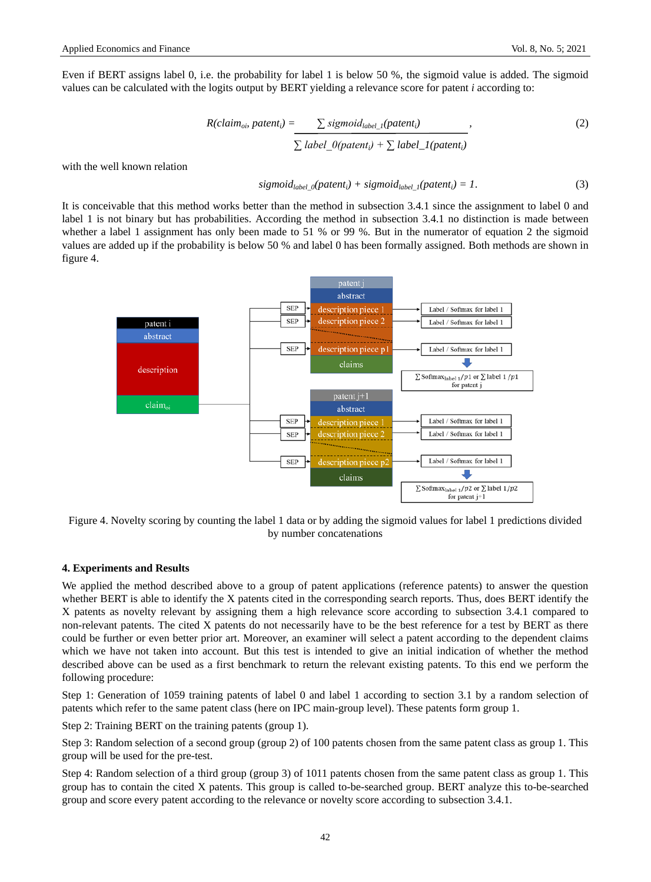Even if BERT assigns label 0, i.e. the probability for label 1 is below 50 %, the sigmoid value is added. The sigmoid values can be calculated with the logits output by BERT yielding a relevance score for patent *i* according to:

$$R(claim_{oi}, patent_i) = \frac{\sum sigmoid_{label\_1}(patent_i)}{\sum label\_0(patent_i) + \sum label\_1(patent_i)}, \tag{2}$$

with the well known relation

$$sigmoid_{label\_0}(patent_i) + sigmoid_{label\_1}(patent_i) = 1. \tag{3}$$

It is conceivable that this method works better than the method in subsection 3.4.1 since the assignment to label 0 and label 1 is not binary but has probabilities. According the method in subsection 3.4.1 no distinction is made between whether a label 1 assignment has only been made to 51 % or 99 %. But in the numerator of equation 2 the sigmoid values are added up if the probability is below 50 % and label 0 has been formally assigned. Both methods are shown in figure 4.

Figure 4. Novelty scoring by counting the label 1 data or by adding the sigmoid values for label 1 predictions divided by number concatenations

## 4. Experiments and Results

We applied the method described above to a group of patent applications (reference patents) to answer the question whether BERT is able to identify the X patents cited in the corresponding search reports. Thus, does BERT identify the X patents as novelty relevant by assigning them a high relevance score according to subsection 3.4.1 compared to non-relevant patents. The cited X patents do not necessarily have to be the best reference for a test by BERT as there could be further or even better prior art. Moreover, an examiner will select a patent according to the dependent claims which we have not taken into account. But this test is intended to give an initial indication of whether the method described above can be used as a first benchmark to return the relevant existing patents. To this end we perform the following procedure:

Step 1: Generation of 1059 training patents of label 0 and label 1 according to section 3.1 by a random selection of patents which refer to the same patent class (here on IPC main-group level). These patents form group 1.

Step 2: Training BERT on the training patents (group 1).

Step 3: Random selection of a second group (group 2) of 100 patents chosen from the same patent class as group 1. This group will be used for the pre-test.

Step 4: Random selection of a third group (group 3) of 1011 patents chosen from the same patent class as group 1. This group has to contain the cited X patents. This group is called to-be-searched group. BERT analyze this to-be-searched group and score every patent according to the relevance or novelty score according to subsection 3.4.1.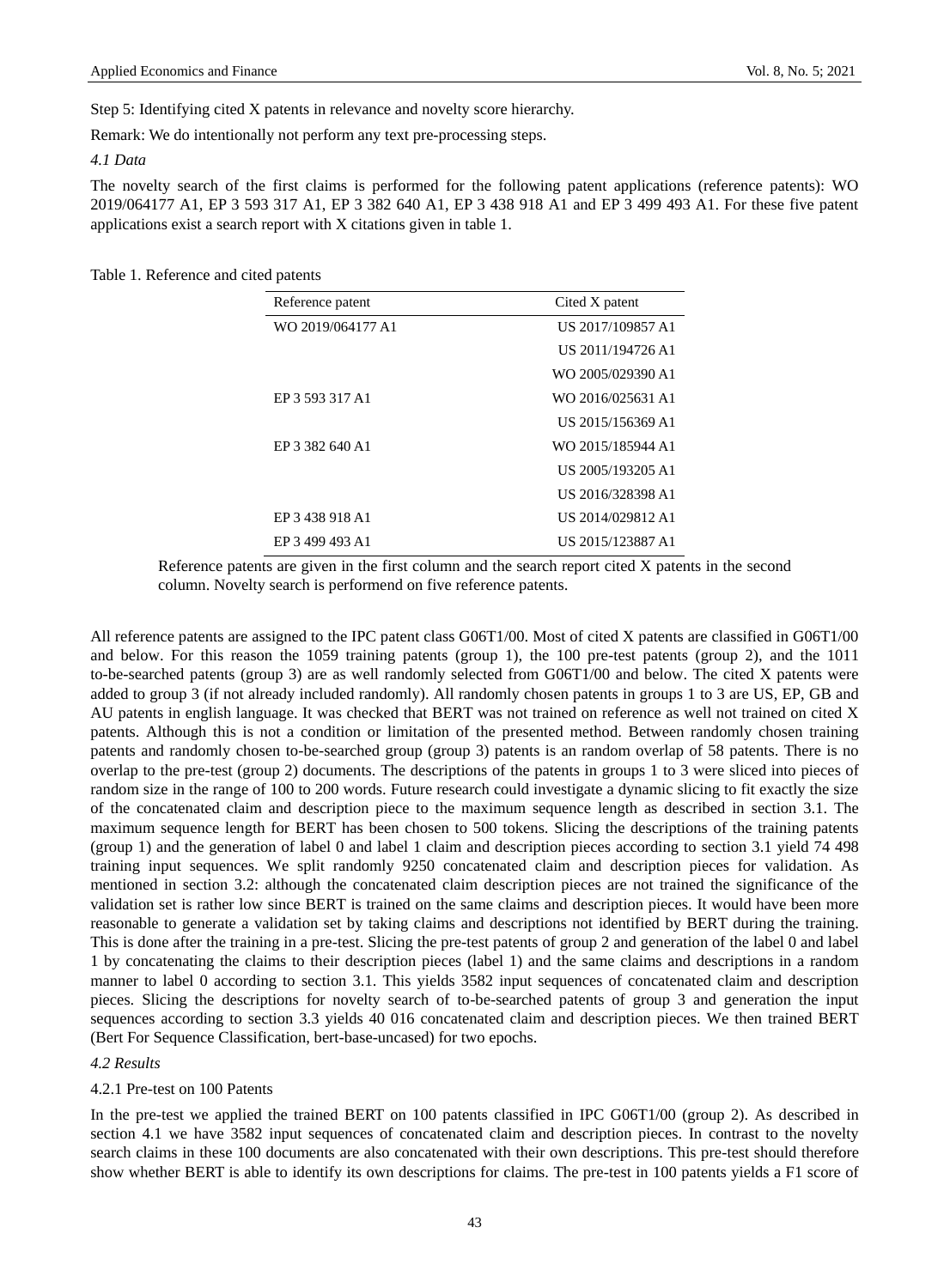Step 5: Identifying cited X patents in relevance and novelty score hierarchy.

Remark: We do intentionally not perform any text pre-processing steps.

### *4.1 Data*

The novelty search of the first claims is performed for the following patent applications (reference patents): WO 2019/064177 A1, EP 3 593 317 A1, EP 3 382 640 A1, EP 3 438 918 A1 and EP 3 499 493 A1. For these five patent applications exist a search report with X citations given in table 1.

Table 1. Reference and cited patents

| Reference patent | Cited X patent |
|---|---|
| WO 2019/064177 A1 | US 2017/109857 A1 |
| | US 2011/194726 A1 |
| | WO 2005/029390 A1 |
| EP 3 593 317 A1 | WO 2016/025631 A1 |
| | US 2015/156369 A1 |
| EP 3 382 640 A1 | WO 2015/185944 A1 |
| | US 2005/193205 A1 |
| | US 2016/328398 A1 |
| EP 3 438 918 A1 | US 2014/029812 A1 |
| EP 3 499 493 A1 | US 2015/123887 A1 |

Reference patents are given in the first column and the search report cited X patents in the second column. Novelty search is performend on five reference patents.

All reference patents are assigned to the IPC patent class G06T1/00. Most of cited X patents are classified in G06T1/00 and below. For this reason the 1059 training patents (group 1), the 100 pre-test patents (group 2), and the 1011 to-be-searched patents (group 3) are as well randomly selected from G06T1/00 and below. The cited X patents were added to group 3 (if not already included randomly). All randomly chosen patents in groups 1 to 3 are US, EP, GB and AU patents in english language. It was checked that BERT was not trained on reference as well not trained on cited X patents. Although this is not a condition or limitation of the presented method. Between randomly chosen training patents and randomly chosen to-be-searched group (group 3) patents is an random overlap of 58 patents. There is no overlap to the pre-test (group 2) documents. The descriptions of the patents in groups 1 to 3 were sliced into pieces of random size in the range of 100 to 200 words. Future research could investigate a dynamic slicing to fit exactly the size of the concatenated claim and description piece to the maximum sequence length as described in section 3.1. The maximum sequence length for BERT has been chosen to 500 tokens. Slicing the descriptions of the training patents (group 1) and the generation of label 0 and label 1 claim and description pieces according to section 3.1 yield 74 498 training input sequences. We split randomly 9250 concatenated claim and description pieces for validation. As mentioned in section 3.2: although the concatenated claim description pieces are not trained the significance of the validation set is rather low since BERT is trained on the same claims and description pieces. It would have been more reasonable to generate a validation set by taking claims and descriptions not identified by BERT during the training. This is done after the training in a pre-test. Slicing the pre-test patents of group 2 and generation of the label 0 and label 1 by concatenating the claims to their description pieces (label 1) and the same claims and descriptions in a random manner to label 0 according to section 3.1. This yields 3582 input sequences of concatenated claim and description pieces. Slicing the descriptions for novelty search of to-be-searched patents of group 3 and generation the input sequences according to section 3.3 yields 40 016 concatenated claim and description pieces. We then trained BERT (Bert For Sequence Classification, bert-base-uncased) for two epochs.

### *4.2 Results*

#### 4.2.1 Pre-test on 100 Patents

In the pre-test we applied the trained BERT on 100 patents classified in IPC G06T1/00 (group 2). As described in section 4.1 we have 3582 input sequences of concatenated claim and description pieces. In contrast to the novelty search claims in these 100 documents are also concatenated with their own descriptions. This pre-test should therefore show whether BERT is able to identify its own descriptions for claims. The pre-test in 100 patents yields a F1 score of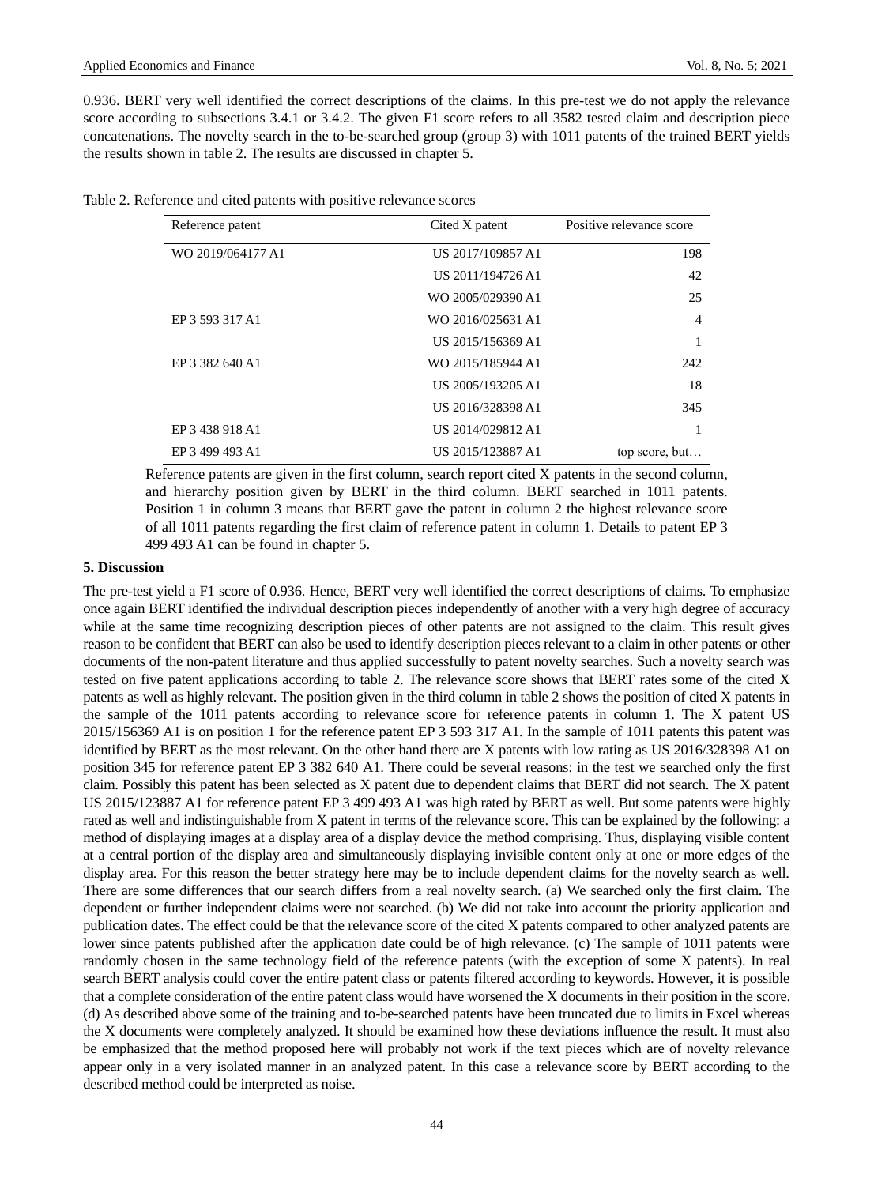0.936. BERT very well identified the correct descriptions of the claims. In this pre-test we do not apply the relevance score according to subsections 3.4.1 or 3.4.2. The given F1 score refers to all 3582 tested claim and description piece concatenations. The novelty search in the to-be-searched group (group 3) with 1011 patents of the trained BERT yields the results shown in table 2. The results are discussed in chapter 5.

Table 2. Reference and cited patents with positive relevance scores

| Reference patent | Cited X patent | Positive relevance score |
|---|---|---|
| WO 2019/064177 A1 | US 2017/109857 A1 | 198 |
| | US 2011/194726 A1 | 42 |
| | WO 2005/029390 A1 | 25 |
| EP 3 593 317 A1 | WO 2016/025631 A1 | 4 |
| | US 2015/156369 A1 | 1 |
| EP 3 382 640 A1 | WO 2015/185944 A1 | 242 |
| | US 2005/193205 A1 | 18 |
| | US 2016/328398 A1 | 345 |
| EP 3 438 918 A1 | US 2014/029812 A1 | 1 |
| EP 3 499 493 A1 | US 2015/123887 A1 | top score, but… |

Reference patents are given in the first column, search report cited X patents in the second column, and hierarchy position given by BERT in the third column. BERT searched in 1011 patents. Position 1 in column 3 means that BERT gave the patent in column 2 the highest relevance score of all 1011 patents regarding the first claim of reference patent in column 1. Details to patent EP 3 499 493 A1 can be found in chapter 5.

## 5. Discussion

The pre-test yield a F1 score of 0.936. Hence, BERT very well identified the correct descriptions of claims. To emphasize once again BERT identified the individual description pieces independently of another with a very high degree of accuracy while at the same time recognizing description pieces of other patents are not assigned to the claim. This result gives reason to be confident that BERT can also be used to identify description pieces relevant to a claim in other patents or other documents of the non-patent literature and thus applied successfully to patent novelty searches. Such a novelty search was tested on five patent applications according to table 2. The relevance score shows that BERT rates some of the cited X patents as well as highly relevant. The position given in the third column in table 2 shows the position of cited X patents in the sample of the 1011 patents according to relevance score for reference patents in column 1. The X patent US 2015/156369 A1 is on position 1 for the reference patent EP 3 593 317 A1. In the sample of 1011 patents this patent was identified by BERT as the most relevant. On the other hand there are X patents with low rating as US 2016/328398 A1 on position 345 for reference patent EP 3 382 640 A1. There could be several reasons: in the test we searched only the first claim. Possibly this patent has been selected as X patent due to dependent claims that BERT did not search. The X patent US 2015/123887 A1 for reference patent EP 3 499 493 A1 was high rated by BERT as well. But some patents were highly rated as well and indistinguishable from X patent in terms of the relevance score. This can be explained by the following: a method of displaying images at a display area of a display device the method comprising. Thus, displaying visible content at a central portion of the display area and simultaneously displaying invisible content only at one or more edges of the display area. For this reason the better strategy here may be to include dependent claims for the novelty search as well. There are some differences that our search differs from a real novelty search. (a) We searched only the first claim. The dependent or further independent claims were not searched. (b) We did not take into account the priority application and publication dates. The effect could be that the relevance score of the cited X patents compared to other analyzed patents are lower since patents published after the application date could be of high relevance. (c) The sample of 1011 patents were randomly chosen in the same technology field of the reference patents (with the exception of some X patents). In real search BERT analysis could cover the entire patent class or patents filtered according to keywords. However, it is possible that a complete consideration of the entire patent class would have worsened the X documents in their position in the score. (d) As described above some of the training and to-be-searched patents have been truncated due to limits in Excel whereas the X documents were completely analyzed. It should be examined how these deviations influence the result. It must also be emphasized that the method proposed here will probably not work if the text pieces which are of novelty relevance appear only in a very isolated manner in an analyzed patent. In this case a relevance score by BERT according to the described method could be interpreted as noise.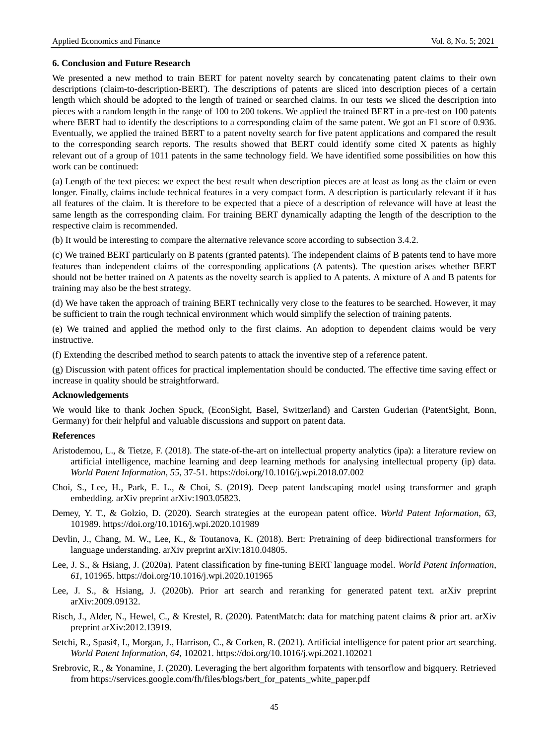## 6. Conclusion and Future Research

We presented a new method to train BERT for patent novelty search by concatenating patent claims to their own descriptions (claim-to-description-BERT). The descriptions of patents are sliced into description pieces of a certain length which should be adopted to the length of trained or searched claims. In our tests we sliced the description into pieces with a random length in the range of 100 to 200 tokens. We applied the trained BERT in a pre-test on 100 patents where BERT had to identify the descriptions to a corresponding claim of the same patent. We got an F1 score of 0.936. Eventually, we applied the trained BERT to a patent novelty search for five patent applications and compared the result to the corresponding search reports. The results showed that BERT could identify some cited X patents as highly relevant out of a group of 1011 patents in the same technology field. We have identified some possibilities on how this work can be continued:

(a) Length of the text pieces: we expect the best result when description pieces are at least as long as the claim or even longer. Finally, claims include technical features in a very compact form. A description is particularly relevant if it has all features of the claim. It is therefore to be expected that a piece of a description of relevance will have at least the same length as the corresponding claim. For training BERT dynamically adapting the length of the description to the respective claim is recommended.

(b) It would be interesting to compare the alternative relevance score according to subsection 3.4.2.

(c) We trained BERT particularly on B patents (granted patents). The independent claims of B patents tend to have more features than independent claims of the corresponding applications (A patents). The question arises whether BERT should not be better trained on A patents as the novelty search is applied to A patents. A mixture of A and B patents for training may also be the best strategy.

(d) We have taken the approach of training BERT technically very close to the features to be searched. However, it may be sufficient to train the rough technical environment which would simplify the selection of training patents.

(e) We trained and applied the method only to the first claims. An adoption to dependent claims would be very instructive.

(f) Extending the described method to search patents to attack the inventive step of a reference patent.

(g) Discussion with patent offices for practical implementation should be conducted. The effective time saving effect or increase in quality should be straightforward.

### Acknowledgements

We would like to thank Jochen Spuck, (EconSight, Basel, Switzerland) and Carsten Guderian (PatentSight, Bonn, Germany) for their helpful and valuable discussions and support on patent data.

### References

Aristodemou, L., & Tietze, F. (2018). The state-of-the-art on intellectual property analytics (ipa): a literature review on artificial intelligence, machine learning and deep learning methods for analysing intellectual property (ip) data. *World Patent Information, 55*, 37-51. https://doi.org/10.1016/j.wpi.2018.07.002

Choi, S., Lee, H., Park, E. L., & Choi, S. (2019). Deep patent landscaping model using transformer and graph embedding. arXiv preprint arXiv:1903.05823.

Demey, Y. T., & Golzio, D. (2020). Search strategies at the european patent office. *World Patent Information, 63*, 101989. https://doi.org/10.1016/j.wpi.2020.101989

Devlin, J., Chang, M. W., Lee, K., & Toutanova, K. (2018). Bert: Pretraining of deep bidirectional transformers for language understanding. arXiv preprint arXiv:1810.04805.

Lee, J. S., & Hsiang, J. (2020a). Patent classification by fine-tuning BERT language model. *World Patent Information, 61*, 101965. https://doi.org/10.1016/j.wpi.2020.101965

Lee, J. S., & Hsiang, J. (2020b). Prior art search and reranking for generated patent text. arXiv preprint arXiv:2009.09132.

Risch, J., Alder, N., Hewel, C., & Krestel, R. (2020). PatentMatch: data for matching patent claims & prior art. arXiv preprint arXiv:2012.13919.

Setchi, R., Spasi¢, I., Morgan, J., Harrison, C., & Corken, R. (2021). Artificial intelligence for patent prior art searching. *World Patent Information, 64*, 102021. https://doi.org/10.1016/j.wpi.2021.102021

Srebrovic, R., & Yonamine, J. (2020). Leveraging the bert algorithm forpatents with tensorflow and bigquery. Retrieved from https://services.google.com/fh/files/blogs/bert_for_patents_white_paper.pdf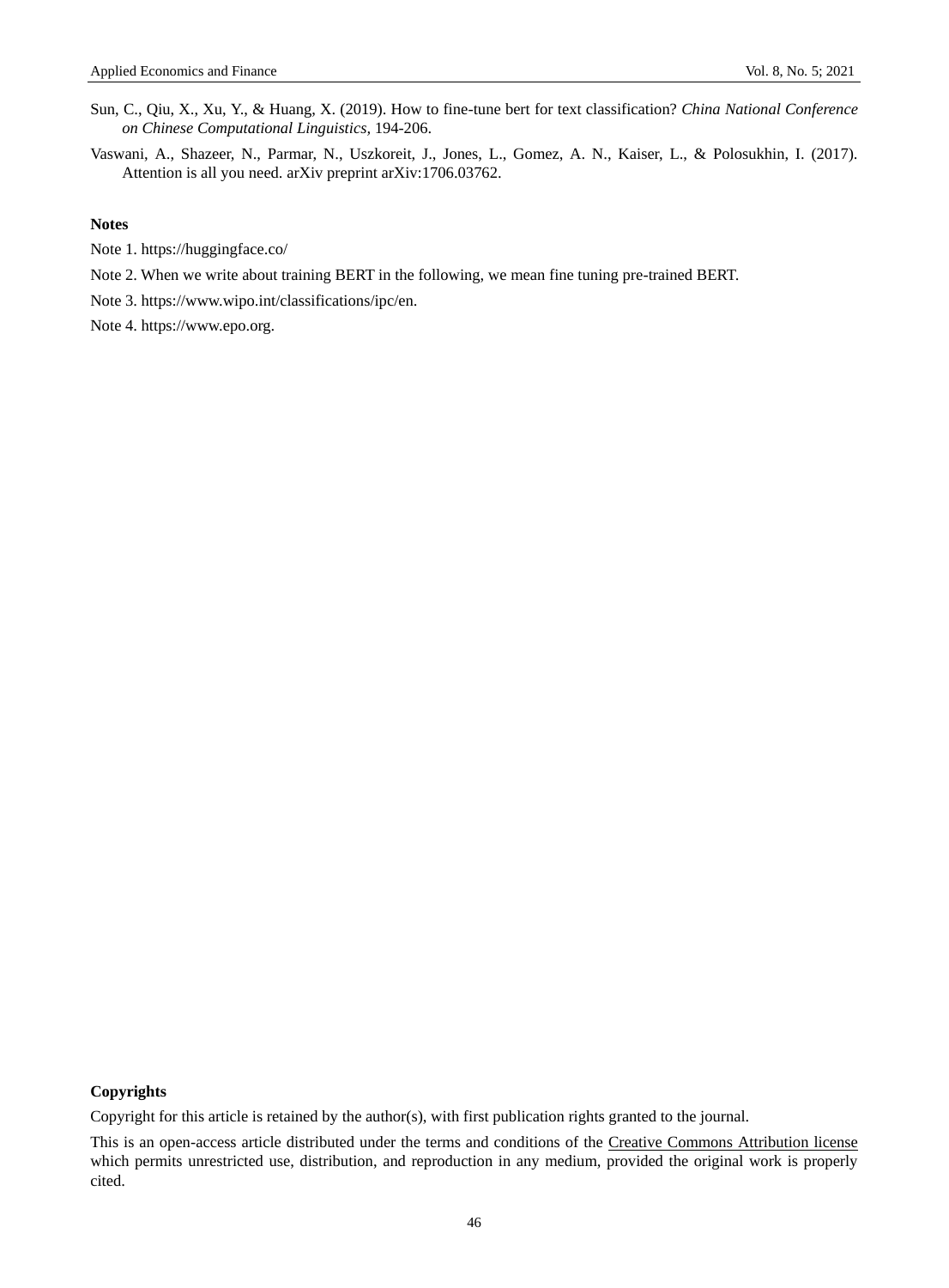Sun, C., Qiu, X., Xu, Y., & Huang, X. (2019). How to fine-tune bert for text classification? *China National Conference on Chinese Computational Linguistics*, 194-206.

Vaswani, A., Shazeer, N., Parmar, N., Uszkoreit, J., Jones, L., Gomez, A. N., Kaiser, L., & Polosukhin, I. (2017). Attention is all you need. arXiv preprint arXiv:1706.03762.

**Notes**

Note 1. https://huggingface.co/

Note 2. When we write about training BERT in the following, we mean fine tuning pre-trained BERT.

Note 3. https://www.wipo.int/classifications/ipc/en.

Note 4. https://www.epo.org.

**Copyrights**

Copyright for this article is retained by the author(s), with first publication rights granted to the journal.

This is an open-access article distributed under the terms and conditions of the Creative Commons Attribution license which permits unrestricted use, distribution, and reproduction in any medium, provided the original work is properly cited.